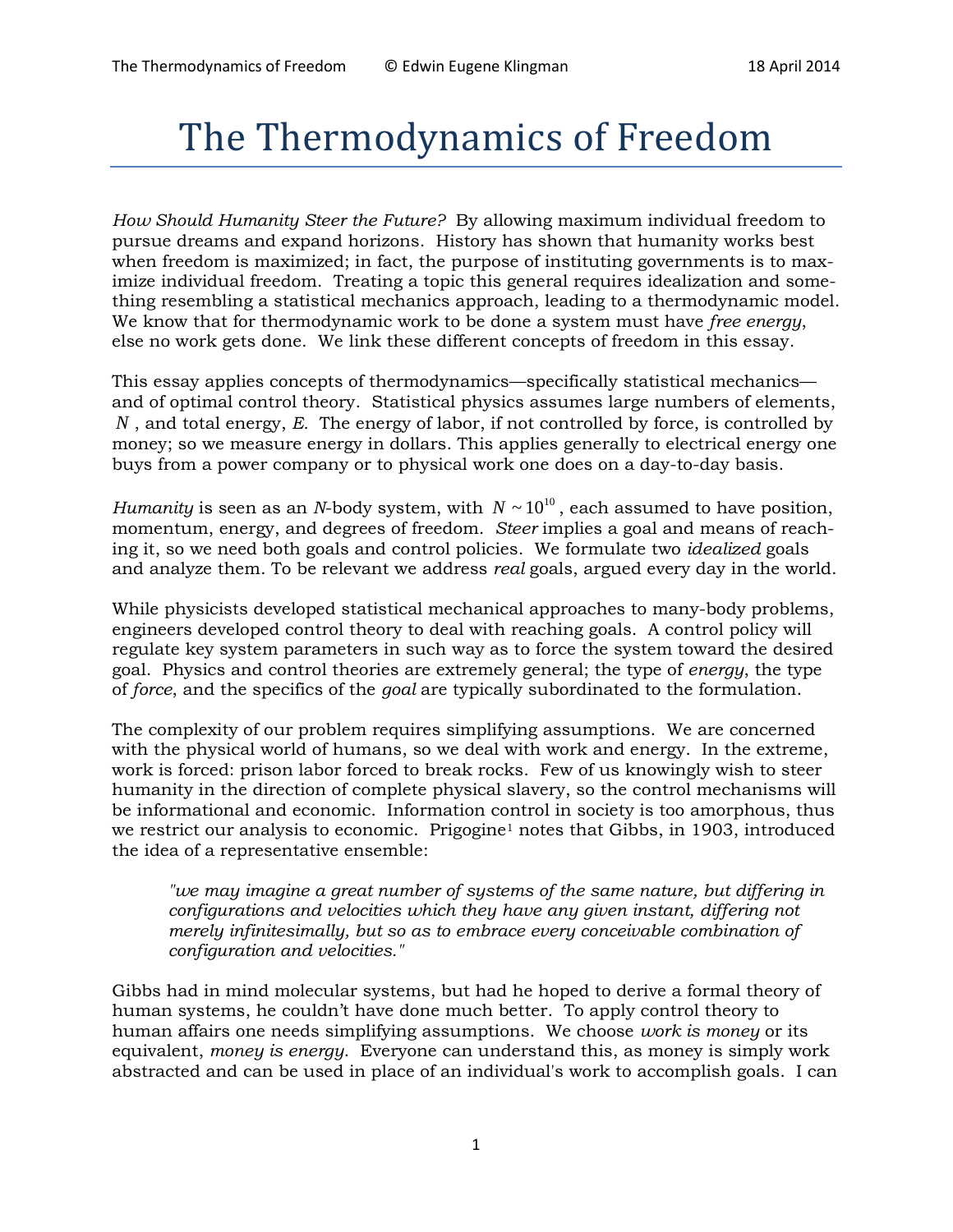# The Thermodynamics of Freedom

*How Should Humanity Steer the Future?* By allowing maximum individual freedom to pursue dreams and expand horizons. History has shown that humanity works best when freedom is maximized; in fact, the purpose of instituting governments is to maximize individual freedom. Treating a topic this general requires idealization and something resembling a statistical mechanics approach, leading to a thermodynamic model. We know that for thermodynamic work to be done a system must have *free energy*, else no work gets done. We link these different concepts of freedom in this essay.

This essay applies concepts of thermodynamics—specifically statistical mechanics—and of optimal control theory. Statistical physics assumes large numbers of elements, $N$ , and total energy, *E.* The energy of labor, if not controlled by force, is controlled by money; so we measure energy in dollars. This applies generally to electrical energy one buys from a power company or to physical work one does on a day-to-day basis.

*Humanity* is seen as an *N*-body system, with $N \sim 10^{10}$ , each assumed to have position, momentum, energy, and degrees of freedom. *Steer* implies a goal and means of reaching it, so we need both goals and control policies. We formulate two *idealized* goals and analyze them. To be relevant we address *real* goals, argued every day in the world.

While physicists developed statistical mechanical approaches to many-body problems, engineers developed control theory to deal with reaching goals. A control policy will regulate key system parameters in such way as to force the system toward the desired goal. Physics and control theories are extremely general; the type of *energy*, the type of *force*, and the specifics of the *goal* are typically subordinated to the formulation.

The complexity of our problem requires simplifying assumptions. We are concerned with the physical world of humans, so we deal with work and energy. In the extreme, work is forced: prison labor forced to break rocks. Few of us knowingly wish to steer humanity in the direction of complete physical slavery, so the control mechanisms will be informational and economic. Information control in society is too amorphous, thus we restrict our analysis to economic. Prigogine[1] notes that Gibbs, in 1903, introduced the idea of a representative ensemble:

> *"we may imagine a great number of systems of the same nature, but differing in configurations and velocities which they have any given instant, differing not merely infinitesimally, but so as to embrace every conceivable combination of configuration and velocities."*

Gibbs had in mind molecular systems, but had he hoped to derive a formal theory of human systems, he couldn't have done much better. To apply control theory to human affairs one needs simplifying assumptions. We choose *work is money* or its equivalent, *money is energy*. Everyone can understand this, as money is simply work abstracted and can be used in place of an individual's work to accomplish goals. I can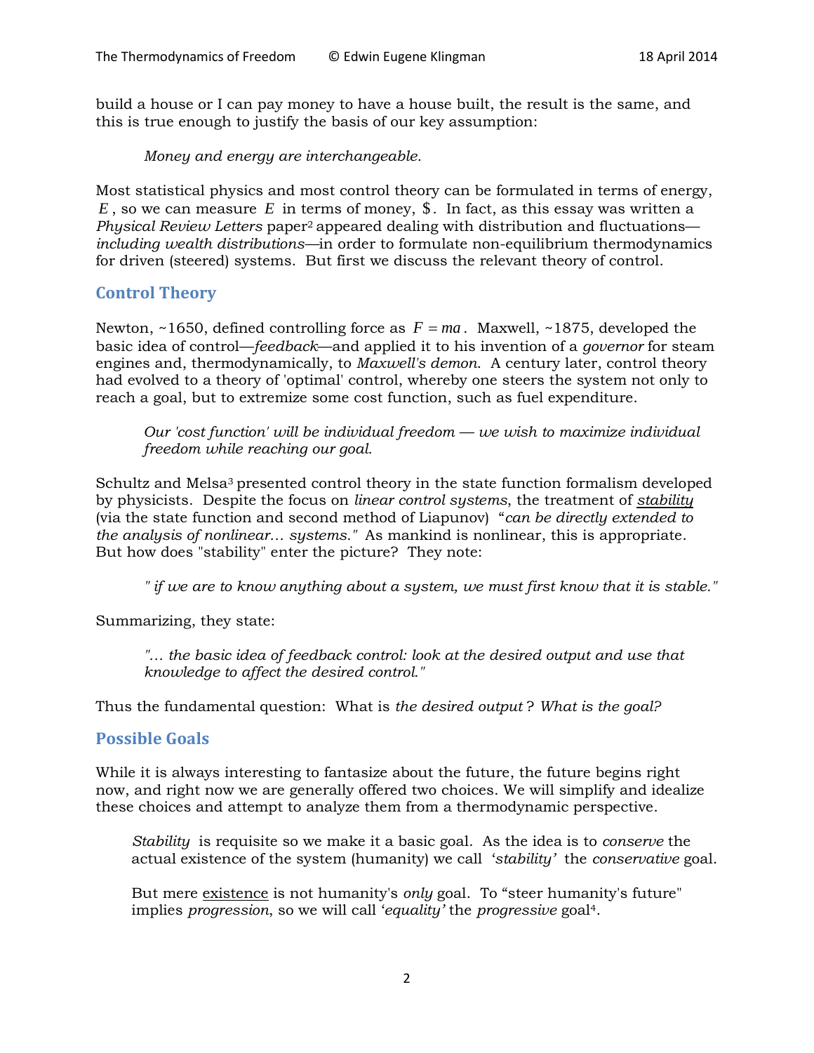build a house or I can pay money to have a house built, the result is the same, and this is true enough to justify the basis of our key assumption:

> *Money and energy are interchangeable.*

Most statistical physics and most control theory can be formulated in terms of energy, $E$, so we can measure $E$ in terms of money, \$. In fact, as this essay was written a *Physical Review Letters* paper[2] appeared dealing with distribution and fluctuations—*including wealth distributions*—in order to formulate non-equilibrium thermodynamics for driven (steered) systems. But first we discuss the relevant theory of control.

## Control Theory

Newton, ~1650, defined controlling force as $F = ma$. Maxwell, ~1875, developed the basic idea of control—*feedback*—and applied it to his invention of a *governor* for steam engines and, thermodynamically, to *Maxwell's demon*. A century later, control theory had evolved to a theory of 'optimal' control, whereby one steers the system not only to reach a goal, but to extremize some cost function, such as fuel expenditure.

> *Our 'cost function' will be individual freedom — we wish to maximize individual freedom while reaching our goal.*

Schultz and Melsa[3] presented control theory in the state function formalism developed by physicists. Despite the focus on *linear control systems*, the treatment of <u>*stability*</u> (via the state function and second method of Liapunov) "*can be directly extended to the analysis of nonlinear... systems."* As mankind is nonlinear, this is appropriate. But how does "stability" enter the picture? They note:

> *" if we are to know anything about a system, we must first know that it is stable."*

Summarizing, they state:

> *"... the basic idea of feedback control: look at the desired output and use that knowledge to affect the desired control."*

Thus the fundamental question: What is *the desired output*? *What is the goal?*

## Possible Goals

While it is always interesting to fantasize about the future, the future begins right now, and right now we are generally offered two choices. We will simplify and idealize these choices and attempt to analyze them from a thermodynamic perspective.

> *Stability* is requisite so we make it a basic goal. As the idea is to *conserve* the actual existence of the system (humanity) we call '*stability*' the *conservative* goal.
>
> But mere <u>existence</u> is not humanity's *only* goal. To "steer humanity's future" implies *progression*, so we will call '*equality*' the *progressive* goal[4].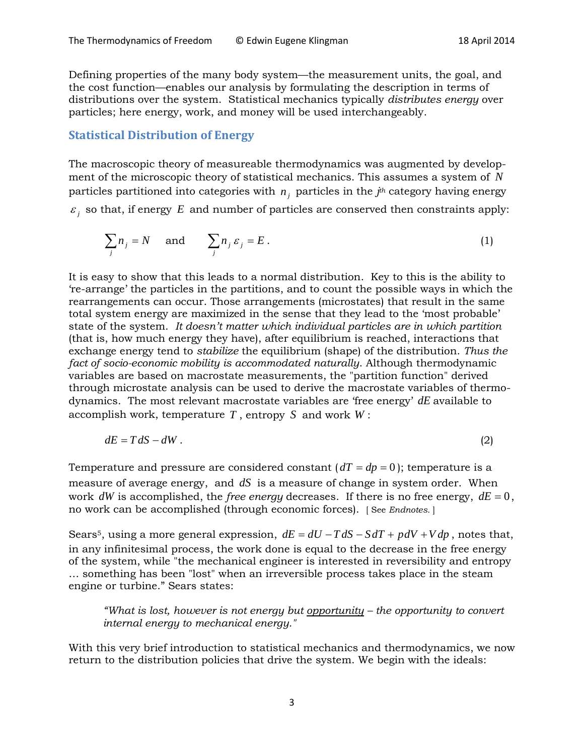Defining properties of the many body system—the measurement units, the goal, and the cost function—enables our analysis by formulating the description in terms of distributions over the system. Statistical mechanics typically *distributes energy* over particles; here energy, work, and money will be used interchangeably.

## Statistical Distribution of Energy

The macroscopic theory of measureable thermodynamics was augmented by development of the microscopic theory of statistical mechanics. This assumes a system of $N$ particles partitioned into categories with $n_j$ particles in the $j^{th}$ category having energy $\varepsilon_j$ so that, if energy $E$ and number of particles are conserved then constraints apply:

$$\sum_j n_j = N \quad \text{and} \quad \sum_j n_j \, \varepsilon_j = E \,. \tag{1}$$

It is easy to show that this leads to a normal distribution. Key to this is the ability to 're-arrange' the particles in the partitions, and to count the possible ways in which the rearrangements can occur. Those arrangements (microstates) that result in the same total system energy are maximized in the sense that they lead to the 'most probable' state of the system. *It doesn't matter which individual particles are in which partition* (that is, how much energy they have), after equilibrium is reached, interactions that exchange energy tend to *stabilize* the equilibrium (shape) of the distribution. *Thus the fact of socio-economic mobility is accommodated naturally*. Although thermodynamic variables are based on macrostate measurements, the "partition function" derived through microstate analysis can be used to derive the macrostate variables of thermodynamics. The most relevant macrostate variables are 'free energy' $dE$ available to accomplish work, temperature $T$, entropy $S$ and work $W$:

$$dE = T\,dS - dW \,. \tag{2}$$

Temperature and pressure are considered constant ($dT = dp = 0$); temperature is a measure of average energy, and $dS$ is a measure of change in system order. When work $dW$ is accomplished, the *free energy* decreases. If there is no free energy, $dE = 0$, no work can be accomplished (through economic forces). [ See *Endnotes.* ]

Sears[5], using a more general expression, $dE = dU - T\,dS - S\,dT + p\,dV + V\,dp$, notes that, in any infinitesimal process, the work done is equal to the decrease in the free energy of the system, while "the mechanical engineer is interested in reversibility and entropy … something has been "lost" when an irreversible process takes place in the steam engine or turbine." Sears states:

> *"What is lost, however is not energy but opportunity – the opportunity to convert internal energy to mechanical energy."*

With this very brief introduction to statistical mechanics and thermodynamics, we now return to the distribution policies that drive the system. We begin with the ideals: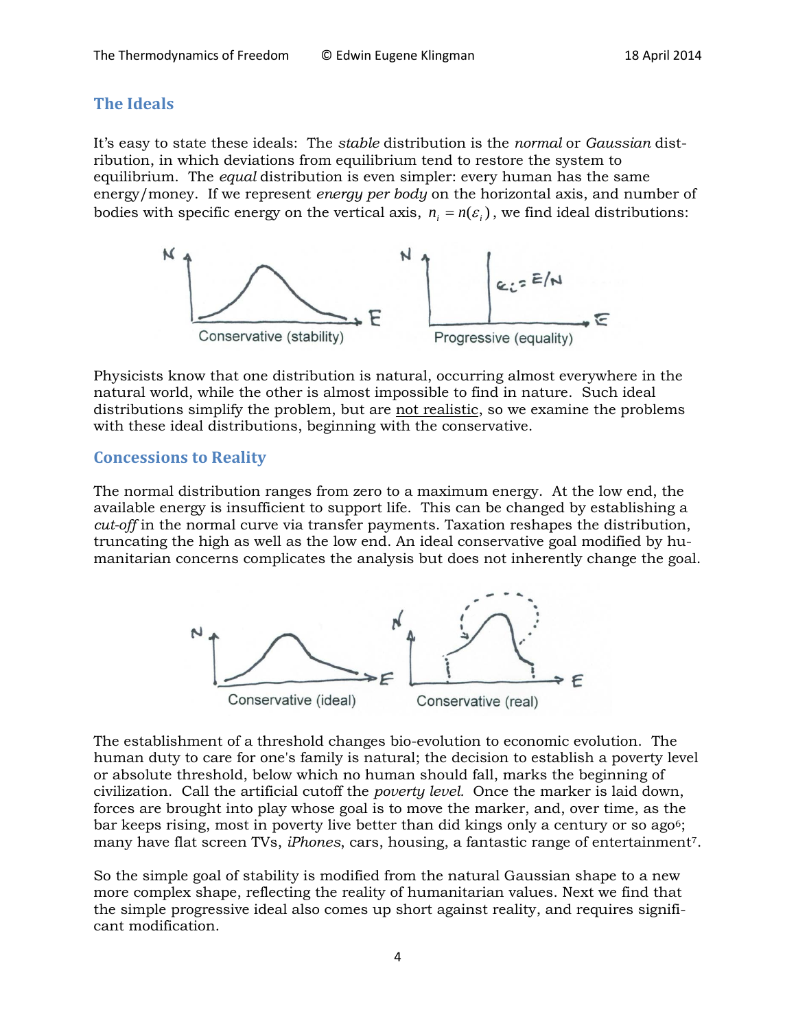## The Ideals

It's easy to state these ideals: The *stable* distribution is the *normal* or *Gaussian* distribution, in which deviations from equilibrium tend to restore the system to equilibrium. The *equal* distribution is even simpler: every human has the same energy/money. If we represent *energy per body* on the horizontal axis, and number of bodies with specific energy on the vertical axis, $n_i = n(\varepsilon_i)$, we find ideal distributions:

Conservative (stability)    Progressive (equality)

Physicists know that one distribution is natural, occurring almost everywhere in the natural world, while the other is almost impossible to find in nature. Such ideal distributions simplify the problem, but are not realistic, so we examine the problems with these ideal distributions, beginning with the conservative.

## Concessions to Reality

The normal distribution ranges from zero to a maximum energy. At the low end, the available energy is insufficient to support life. This can be changed by establishing a *cut-off* in the normal curve via transfer payments. Taxation reshapes the distribution, truncating the high as well as the low end. An ideal conservative goal modified by humanitarian concerns complicates the analysis but does not inherently change the goal.

Conservative (ideal)    Conservative (real)

The establishment of a threshold changes bio-evolution to economic evolution. The human duty to care for one's family is natural; the decision to establish a poverty level or absolute threshold, below which no human should fall, marks the beginning of civilization. Call the artificial cutoff the *poverty level*. Once the marker is laid down, forces are brought into play whose goal is to move the marker, and, over time, as the bar keeps rising, most in poverty live better than did kings only a century or so ago[6]; many have flat screen TVs, *iPhones*, cars, housing, a fantastic range of entertainment[7].

So the simple goal of stability is modified from the natural Gaussian shape to a new more complex shape, reflecting the reality of humanitarian values. Next we find that the simple progressive ideal also comes up short against reality, and requires significant modification.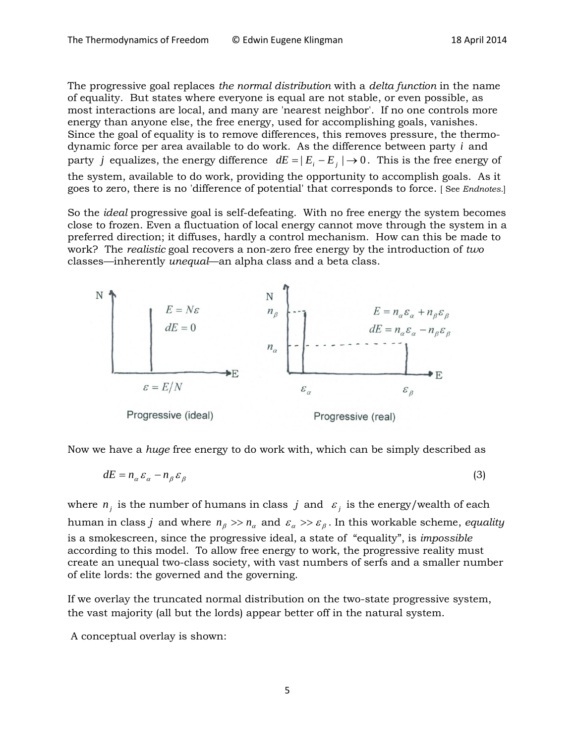The progressive goal replaces *the normal distribution* with a *delta function* in the name of equality. But states where everyone is equal are not stable, or even possible, as most interactions are local, and many are 'nearest neighbor'. If no one controls more energy than anyone else, the free energy, used for accomplishing goals, vanishes. Since the goal of equality is to remove differences, this removes pressure, the thermodynamic force per area available to do work. As the difference between party $i$ and party $j$ equalizes, the energy difference $dE = |E_i - E_j| \to 0$. This is the free energy of the system, available to do work, providing the opportunity to accomplish goals. As it goes to zero, there is no 'difference of potential' that corresponds to force. [ See *Endnotes*.]

So the *ideal* progressive goal is self-defeating. With no free energy the system becomes close to frozen. Even a fluctuation of local energy cannot move through the system in a preferred direction; it diffuses, hardly a control mechanism. How can this be made to work? The *realistic* goal recovers a non-zero free energy by the introduction of *two* classes—inherently *unequal*—an alpha class and a beta class.

Progressive (ideal): $E = N\varepsilon$, $dE = 0$, $\varepsilon = E/N$

Progressive (real): $E = n_\alpha \varepsilon_\alpha + n_\beta \varepsilon_\beta$, $dE = n_\alpha \varepsilon_\alpha - n_\beta \varepsilon_\beta$

Now we have a *huge* free energy to do work with, which can be simply described as

$$dE = n_\alpha \varepsilon_\alpha - n_\beta \varepsilon_\beta \tag{3}$$

where $n_j$ is the number of humans in class $j$ and $\varepsilon_j$ is the energy/wealth of each human in class $j$ and where $n_\beta >> n_\alpha$ and $\varepsilon_\alpha >> \varepsilon_\beta$. In this workable scheme, *equality* is a smokescreen, since the progressive ideal, a state of "equality", is *impossible* according to this model. To allow free energy to work, the progressive reality must create an unequal two-class society, with vast numbers of serfs and a smaller number of elite lords: the governed and the governing.

If we overlay the truncated normal distribution on the two-state progressive system, the vast majority (all but the lords) appear better off in the natural system.

A conceptual overlay is shown: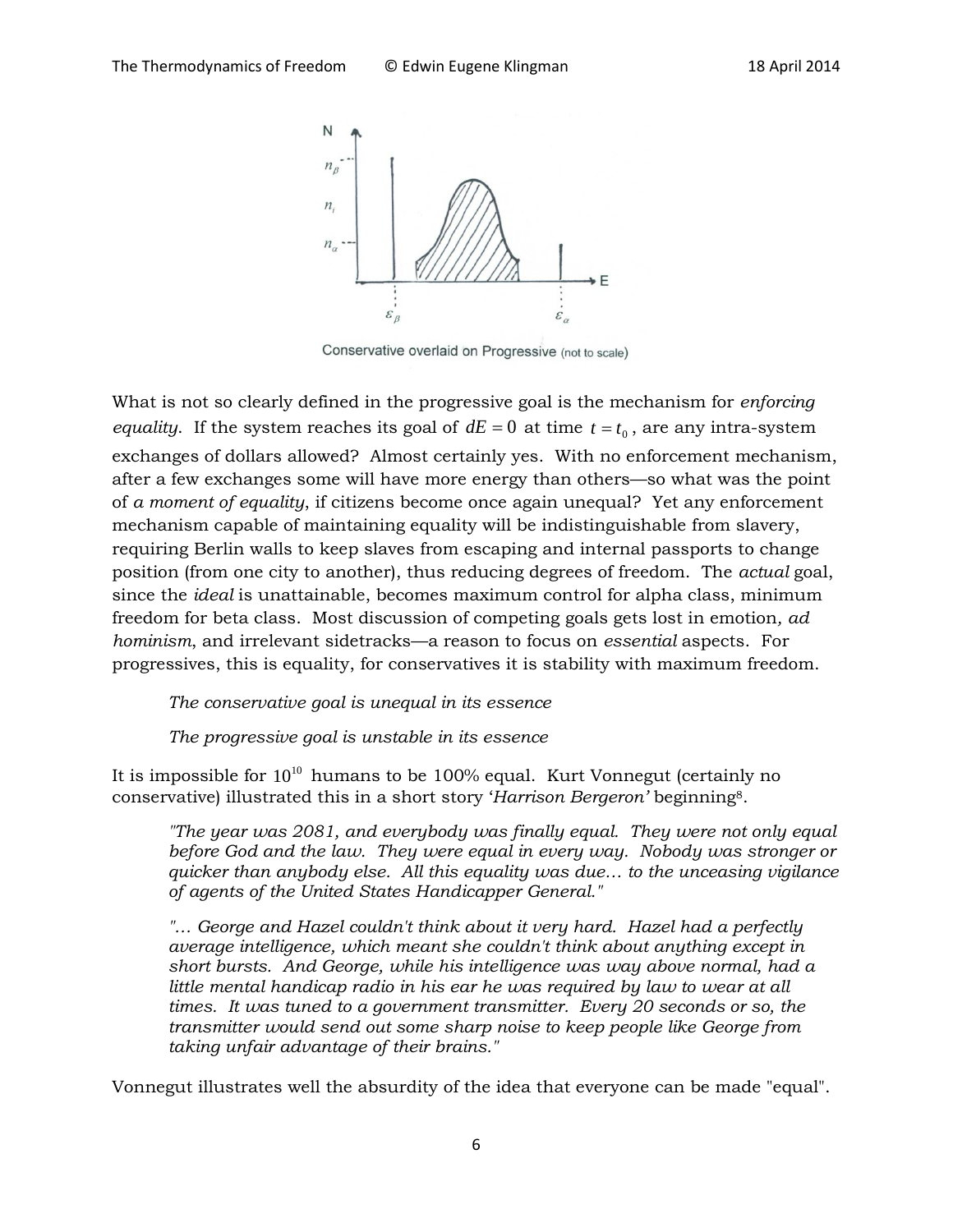Conservative overlaid on Progressive (not to scale)

What is not so clearly defined in the progressive goal is the mechanism for *enforcing equality*. If the system reaches its goal of $dE = 0$ at time $t = t_0$, are any intra-system exchanges of dollars allowed? Almost certainly yes. With no enforcement mechanism, after a few exchanges some will have more energy than others—so what was the point of *a moment of equality*, if citizens become once again unequal? Yet any enforcement mechanism capable of maintaining equality will be indistinguishable from slavery, requiring Berlin walls to keep slaves from escaping and internal passports to change position (from one city to another), thus reducing degrees of freedom. The *actual* goal, since the *ideal* is unattainable, becomes maximum control for alpha class, minimum freedom for beta class. Most discussion of competing goals gets lost in emotion, *ad hominism*, and irrelevant sidetracks—a reason to focus on *essential* aspects. For progressives, this is equality, for conservatives it is stability with maximum freedom.

> *The conservative goal is unequal in its essence*
>
> *The progressive goal is unstable in its essence*

It is impossible for $10^{10}$ humans to be 100% equal. Kurt Vonnegut (certainly no conservative) illustrated this in a short story '*Harrison Bergeron*' beginning[8].

> *"The year was 2081, and everybody was finally equal. They were not only equal before God and the law. They were equal in every way. Nobody was stronger or quicker than anybody else. All this equality was due… to the unceasing vigilance of agents of the United States Handicapper General."*
>
> *"… George and Hazel couldn't think about it very hard. Hazel had a perfectly average intelligence, which meant she couldn't think about anything except in short bursts. And George, while his intelligence was way above normal, had a little mental handicap radio in his ear he was required by law to wear at all times. It was tuned to a government transmitter. Every 20 seconds or so, the transmitter would send out some sharp noise to keep people like George from taking unfair advantage of their brains."*

Vonnegut illustrates well the absurdity of the idea that everyone can be made "equal".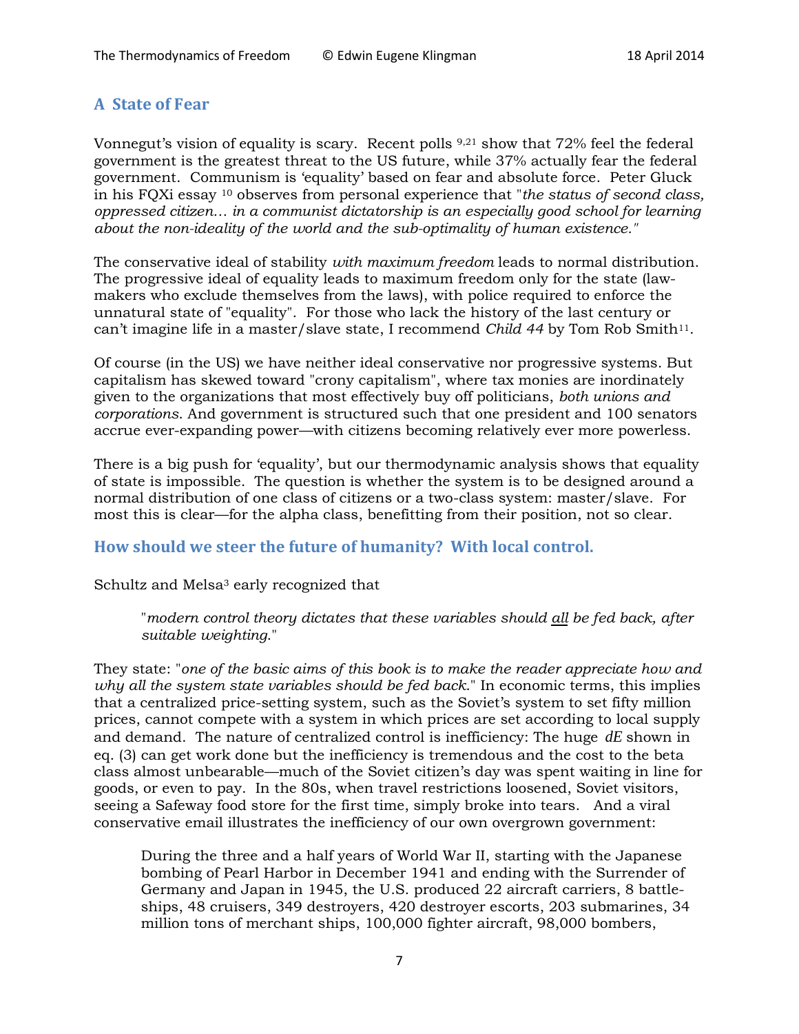## A State of Fear

Vonnegut's vision of equality is scary. Recent polls [9,21] show that 72% feel the federal government is the greatest threat to the US future, while 37% actually fear the federal government. Communism is 'equality' based on fear and absolute force. Peter Gluck in his FQXi essay [10] observes from personal experience that "*the status of second class, oppressed citizen… in a communist dictatorship is an especially good school for learning about the non-ideality of the world and the sub-optimality of human existence.*"

The conservative ideal of stability *with maximum freedom* leads to normal distribution. The progressive ideal of equality leads to maximum freedom only for the state (law-makers who exclude themselves from the laws), with police required to enforce the unnatural state of "equality". For those who lack the history of the last century or can't imagine life in a master/slave state, I recommend *Child 44* by Tom Rob Smith[11].

Of course (in the US) we have neither ideal conservative nor progressive systems. But capitalism has skewed toward "crony capitalism", where tax monies are inordinately given to the organizations that most effectively buy off politicians, *both unions and corporations*. And government is structured such that one president and 100 senators accrue ever-expanding power—with citizens becoming relatively ever more powerless.

There is a big push for 'equality', but our thermodynamic analysis shows that equality of state is impossible. The question is whether the system is to be designed around a normal distribution of one class of citizens or a two-class system: master/slave. For most this is clear—for the alpha class, benefitting from their position, not so clear.

## How should we steer the future of humanity? With local control.

Schultz and Melsa[3] early recognized that

> "*modern control theory dictates that these variables should <u>all</u> be fed back, after suitable weighting.*"

They state: "*one of the basic aims of this book is to make the reader appreciate how and why all the system state variables should be fed back.*" In economic terms, this implies that a centralized price-setting system, such as the Soviet's system to set fifty million prices, cannot compete with a system in which prices are set according to local supply and demand. The nature of centralized control is inefficiency: The huge $dE$ shown in eq. (3) can get work done but the inefficiency is tremendous and the cost to the beta class almost unbearable—much of the Soviet citizen's day was spent waiting in line for goods, or even to pay. In the 80s, when travel restrictions loosened, Soviet visitors, seeing a Safeway food store for the first time, simply broke into tears. And a viral conservative email illustrates the inefficiency of our own overgrown government:

> During the three and a half years of World War II, starting with the Japanese bombing of Pearl Harbor in December 1941 and ending with the Surrender of Germany and Japan in 1945, the U.S. produced 22 aircraft carriers, 8 battle-ships, 48 cruisers, 349 destroyers, 420 destroyer escorts, 203 submarines, 34 million tons of merchant ships, 100,000 fighter aircraft, 98,000 bombers,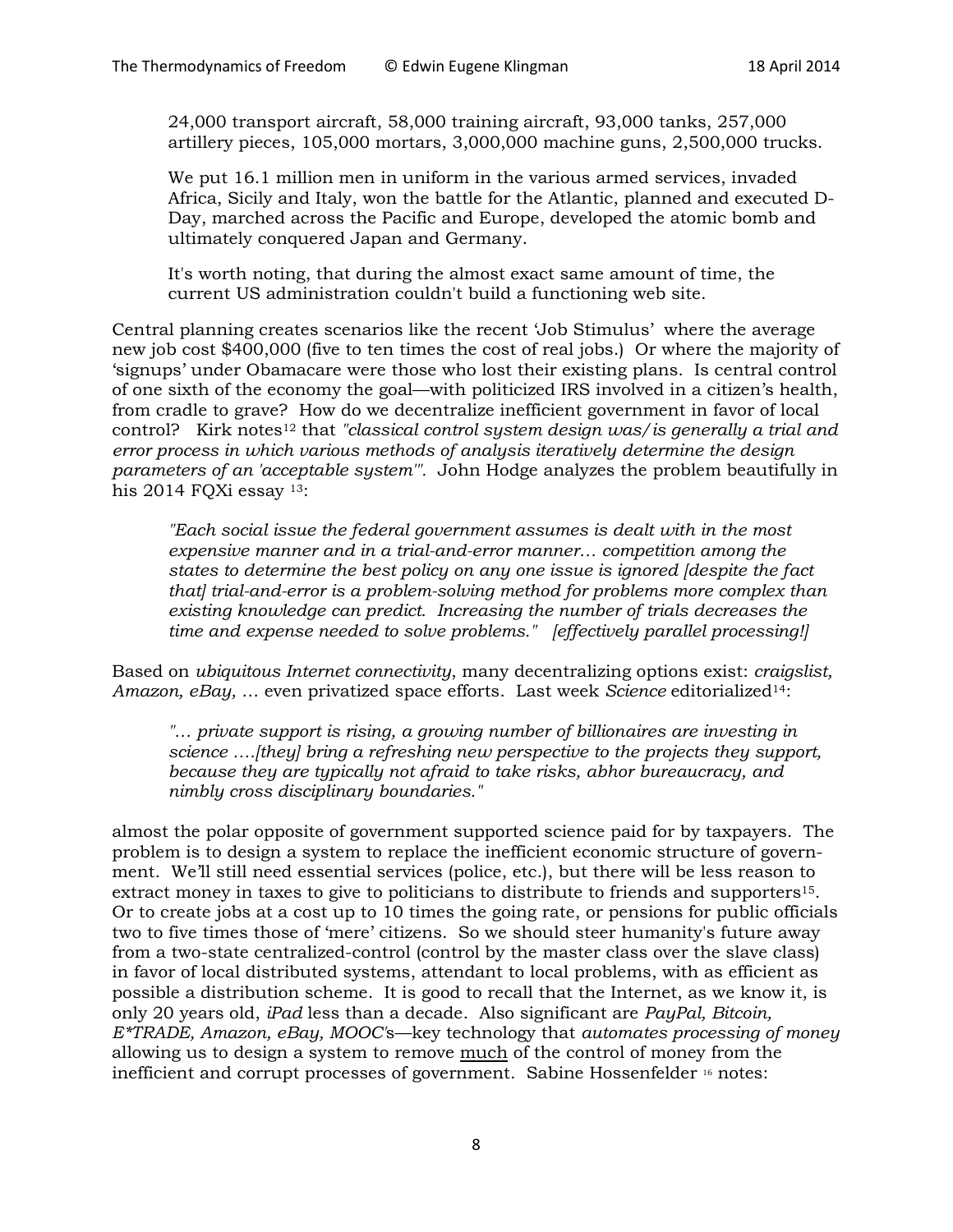> 24,000 transport aircraft, 58,000 training aircraft, 93,000 tanks, 257,000 artillery pieces, 105,000 mortars, 3,000,000 machine guns, 2,500,000 trucks.
>
> We put 16.1 million men in uniform in the various armed services, invaded Africa, Sicily and Italy, won the battle for the Atlantic, planned and executed D-Day, marched across the Pacific and Europe, developed the atomic bomb and ultimately conquered Japan and Germany.
>
> It's worth noting, that during the almost exact same amount of time, the current US administration couldn't build a functioning web site.

Central planning creates scenarios like the recent 'Job Stimulus' where the average new job cost $400,000 (five to ten times the cost of real jobs.) Or where the majority of 'signups' under Obamacare were those who lost their existing plans. Is central control of one sixth of the economy the goal—with politicized IRS involved in a citizen's health, from cradle to grave? How do we decentralize inefficient government in favor of local control? Kirk notes[12] that *"classical control system design was/is generally a trial and error process in which various methods of analysis iteratively determine the design parameters of an 'acceptable system'".* John Hodge analyzes the problem beautifully in his 2014 FQXi essay [13]:

> *"Each social issue the federal government assumes is dealt with in the most expensive manner and in a trial-and-error manner… competition among the states to determine the best policy on any one issue is ignored [despite the fact that] trial-and-error is a problem-solving method for problems more complex than existing knowledge can predict. Increasing the number of trials decreases the time and expense needed to solve problems." [effectively parallel processing!]*

Based on *ubiquitous Internet connectivity*, many decentralizing options exist: *craigslist, Amazon, eBay,* … even privatized space efforts. Last week *Science* editorialized[14]:

> *"… private support is rising, a growing number of billionaires are investing in science ….[they] bring a refreshing new perspective to the projects they support, because they are typically not afraid to take risks, abhor bureaucracy, and nimbly cross disciplinary boundaries."*

almost the polar opposite of government supported science paid for by taxpayers. The problem is to design a system to replace the inefficient economic structure of government. We'll still need essential services (police, etc.), but there will be less reason to extract money in taxes to give to politicians to distribute to friends and supporters[15]. Or to create jobs at a cost up to 10 times the going rate, or pensions for public officials two to five times those of 'mere' citizens. So we should steer humanity's future away from a two-state centralized-control (control by the master class over the slave class) in favor of local distributed systems, attendant to local problems, with as efficient as possible a distribution scheme. It is good to recall that the Internet, as we know it, is only 20 years old, *iPad* less than a decade. Also significant are *PayPal, Bitcoin, E*TRADE, Amazon, eBay, MOOC*'s—key technology that *automates processing of money* allowing us to design a system to remove <u>much</u> of the control of money from the inefficient and corrupt processes of government. Sabine Hossenfelder [16] notes: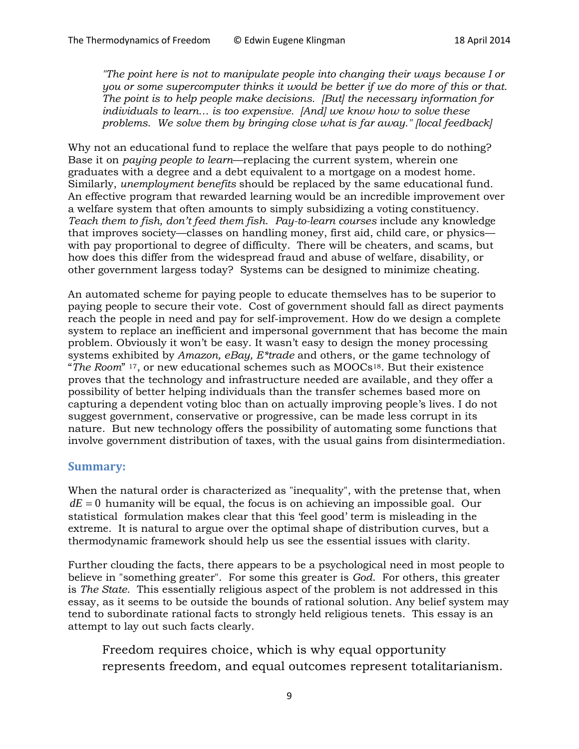*"The point here is not to manipulate people into changing their ways because I or you or some supercomputer thinks it would be better if we do more of this or that. The point is to help people make decisions. [But] the necessary information for individuals to learn… is too expensive. [And] we know how to solve these problems. We solve them by bringing close what is far away." [local feedback]*

Why not an educational fund to replace the welfare that pays people to do nothing? Base it on *paying people to learn*—replacing the current system, wherein one graduates with a degree and a debt equivalent to a mortgage on a modest home. Similarly, *unemployment benefits* should be replaced by the same educational fund. An effective program that rewarded learning would be an incredible improvement over a welfare system that often amounts to simply subsidizing a voting constituency. *Teach them to fish, don't feed them fish*. *Pay-to-learn courses* include any knowledge that improves society—classes on handling money, first aid, child care, or physics—with pay proportional to degree of difficulty. There will be cheaters, and scams, but how does this differ from the widespread fraud and abuse of welfare, disability, or other government largess today? Systems can be designed to minimize cheating.

An automated scheme for paying people to educate themselves has to be superior to paying people to secure their vote. Cost of government should fall as direct payments reach the people in need and pay for self-improvement. How do we design a complete system to replace an inefficient and impersonal government that has become the main problem. Obviously it won't be easy. It wasn't easy to design the money processing systems exhibited by *Amazon, eBay, E*trade* and others, or the game technology of "*The Room*" [17], or new educational schemes such as MOOCs[18]. But their existence proves that the technology and infrastructure needed are available, and they offer a possibility of better helping individuals than the transfer schemes based more on capturing a dependent voting bloc than on actually improving people's lives. I do not suggest government, conservative or progressive, can be made less corrupt in its nature. But new technology offers the possibility of automating some functions that involve government distribution of taxes, with the usual gains from disintermediation.

## Summary:

When the natural order is characterized as "inequality", with the pretense that, when $dE = 0$ humanity will be equal, the focus is on achieving an impossible goal. Our statistical formulation makes clear that this 'feel good' term is misleading in the extreme. It is natural to argue over the optimal shape of distribution curves, but a thermodynamic framework should help us see the essential issues with clarity.

Further clouding the facts, there appears to be a psychological need in most people to believe in "something greater". For some this greater is *God*. For others, this greater is *The State*. This essentially religious aspect of the problem is not addressed in this essay, as it seems to be outside the bounds of rational solution. Any belief system may tend to subordinate rational facts to strongly held religious tenets. This essay is an attempt to lay out such facts clearly.

> Freedom requires choice, which is why equal opportunity represents freedom, and equal outcomes represent totalitarianism.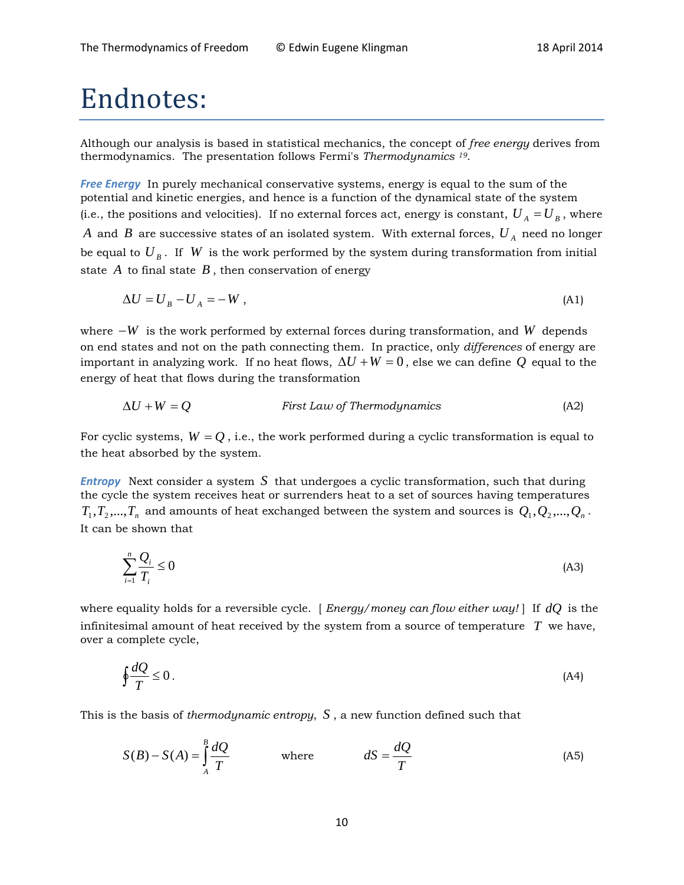# Endnotes:

Although our analysis is based in statistical mechanics, the concept of *free energy* derives from thermodynamics. The presentation follows Fermi's *Thermodynamics* [19].

***Free Energy*** In purely mechanical conservative systems, energy is equal to the sum of the potential and kinetic energies, and hence is a function of the dynamical state of the system (i.e., the positions and velocities). If no external forces act, energy is constant, $U_A = U_B$, where $A$ and $B$ are successive states of an isolated system. With external forces, $U_A$ need no longer be equal to $U_B$. If $W$ is the work performed by the system during transformation from initial state $A$ to final state $B$, then conservation of energy

$$\Delta U = U_B - U_A = -W\,, \tag{A1}$$

where $-W$ is the work performed by external forces during transformation, and $W$ depends on end states and not on the path connecting them. In practice, only *differences* of energy are important in analyzing work. If no heat flows, $\Delta U + W = 0$, else we can define $Q$ equal to the energy of heat that flows during the transformation

$$\Delta U + W = Q \qquad \textit{First Law of Thermodynamics} \tag{A2}$$

For cyclic systems, $W = Q$, i.e., the work performed during a cyclic transformation is equal to the heat absorbed by the system.

***Entropy*** Next consider a system $S$ that undergoes a cyclic transformation, such that during the cycle the system receives heat or surrenders heat to a set of sources having temperatures $T_1, T_2, \ldots, T_n$ and amounts of heat exchanged between the system and sources is $Q_1, Q_2, \ldots, Q_n$. It can be shown that

$$\sum_{i=1}^{n} \frac{Q_i}{T_i} \le 0 \tag{A3}$$

where equality holds for a reversible cycle. [ *Energy/money can flow either way!* ] If $dQ$ is the infinitesimal amount of heat received by the system from a source of temperature $T$ we have, over a complete cycle,

$$\oint \frac{dQ}{T} \le 0\,. \tag{A4}$$

This is the basis of *thermodynamic entropy*, $S$, a new function defined such that

$$S(B) - S(A) = \int_A^B \frac{dQ}{T} \qquad \text{where} \qquad dS = \frac{dQ}{T} \tag{A5}$$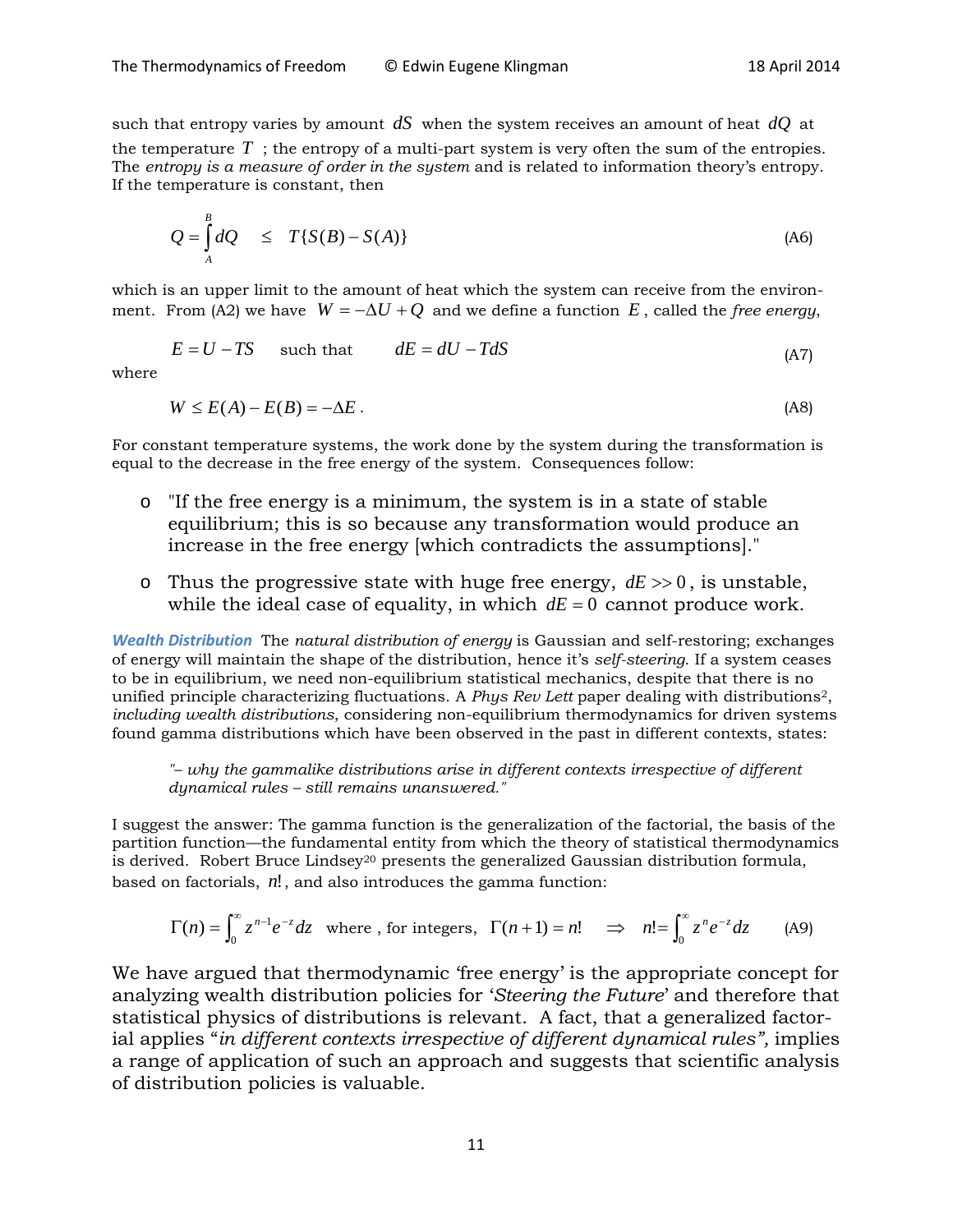such that entropy varies by amount $dS$ when the system receives an amount of heat $dQ$ at the temperature $T$ ; the entropy of a multi-part system is very often the sum of the entropies. The *entropy is a measure of order in the system* and is related to information theory's entropy. If the temperature is constant, then

$$Q = \int_A^B dQ \quad \leq \quad T\{S(B) - S(A)\} \tag{A6}$$

which is an upper limit to the amount of heat which the system can receive from the environment. From (A2) we have $W = -\Delta U + Q$ and we define a function $E$, called the *free energy*,

$$E = U - TS \quad \text{such that} \quad dE = dU - TdS \tag{A7}$$

where

$$W \leq E(A) - E(B) = -\Delta E \,. \tag{A8}$$

For constant temperature systems, the work done by the system during the transformation is equal to the decrease in the free energy of the system. Consequences follow:

- "If the free energy is a minimum, the system is in a state of stable equilibrium; this is so because any transformation would produce an increase in the free energy [which contradicts the assumptions]."
- Thus the progressive state with huge free energy, $dE >> 0$, is unstable, while the ideal case of equality, in which $dE = 0$ cannot produce work.

***Wealth Distribution*** The *natural distribution of energy* is Gaussian and self-restoring; exchanges of energy will maintain the shape of the distribution, hence it's *self-steering*. If a system ceases to be in equilibrium, we need non-equilibrium statistical mechanics, despite that there is no unified principle characterizing fluctuations. A *Phys Rev Lett* paper dealing with distributions[2], *including wealth distributions*, considering non-equilibrium thermodynamics for driven systems found gamma distributions which have been observed in the past in different contexts, states:

> *"– why the gammalike distributions arise in different contexts irrespective of different dynamical rules – still remains unanswered."*

I suggest the answer: The gamma function is the generalization of the factorial, the basis of the partition function—the fundamental entity from which the theory of statistical thermodynamics is derived. Robert Bruce Lindsey[20] presents the generalized Gaussian distribution formula, based on factorials, $n!$, and also introduces the gamma function:

$$\Gamma(n) = \int_0^\infty z^{n-1} e^{-z} dz \quad \text{where , for integers,} \quad \Gamma(n+1) = n! \quad \Rightarrow \quad n! = \int_0^\infty z^n e^{-z} dz \tag{A9}$$

We have argued that thermodynamic 'free energy' is the appropriate concept for analyzing wealth distribution policies for '*Steering the Future*' and therefore that statistical physics of distributions is relevant. A fact, that a generalized factorial applies "*in different contexts irrespective of different dynamical rules",* implies a range of application of such an approach and suggests that scientific analysis of distribution policies is valuable.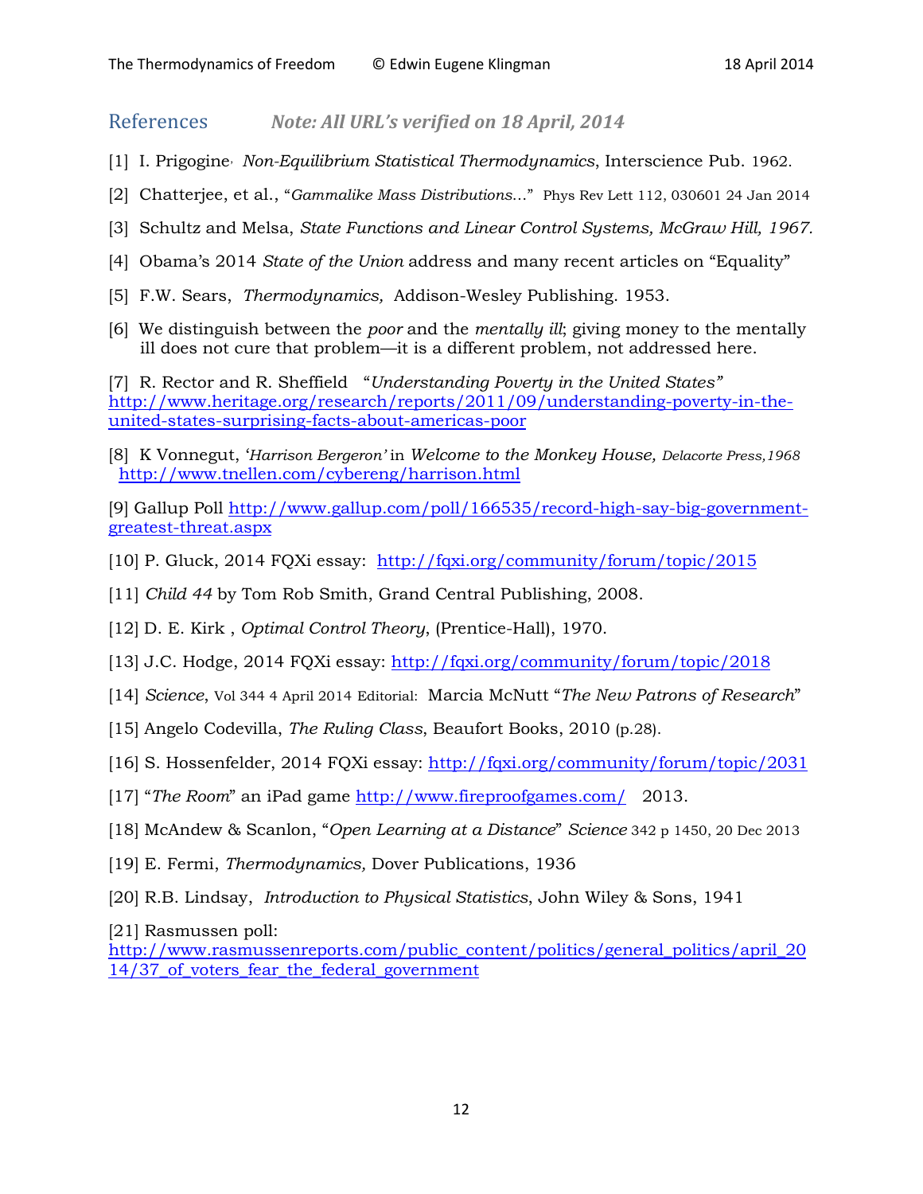## References *Note: All URL's verified on 18 April, 2014*

[1] I. Prigogine, *Non-Equilibrium Statistical Thermodynamics*, Interscience Pub. 1962.

[2] Chatterjee, et al., "*Gammalike Mass Distributions…*" Phys Rev Lett 112, 030601 24 Jan 2014

[3] Schultz and Melsa, *State Functions and Linear Control Systems, McGraw Hill, 1967.*

[4] Obama's 2014 *State of the Union* address and many recent articles on "Equality"

[5] F.W. Sears, *Thermodynamics,* Addison-Wesley Publishing. 1953.

[6] We distinguish between the *poor* and the *mentally ill*; giving money to the mentally ill does not cure that problem—it is a different problem, not addressed here.

[7] R. Rector and R. Sheffield "*Understanding Poverty in the United States"* http://www.heritage.org/research/reports/2011/09/understanding-poverty-in-the-united-states-surprising-facts-about-americas-poor

[8] K Vonnegut, '*Harrison Bergeron'* in *Welcome to the Monkey House, Delacorte Press,1968* http://www.tnellen.com/cybereng/harrison.html

[9] Gallup Poll http://www.gallup.com/poll/166535/record-high-say-big-government-greatest-threat.aspx

[10] P. Gluck, 2014 FQXi essay: http://fqxi.org/community/forum/topic/2015

[11] *Child 44* by Tom Rob Smith, Grand Central Publishing, 2008.

[12] D. E. Kirk , *Optimal Control Theory*, (Prentice-Hall), 1970.

[13] J.C. Hodge, 2014 FQXi essay: http://fqxi.org/community/forum/topic/2018

[14] *Science*, Vol 344 4 April 2014 Editorial: Marcia McNutt "*The New Patrons of Research*"

[15] Angelo Codevilla, *The Ruling Class*, Beaufort Books, 2010 (p.28).

[16] S. Hossenfelder, 2014 FQXi essay: http://fqxi.org/community/forum/topic/2031

[17] "*The Room*" an iPad game http://www.fireproofgames.com/ 2013.

[18] McAndew & Scanlon, "*Open Learning at a Distance*" *Science* 342 p 1450, 20 Dec 2013

[19] E. Fermi, *Thermodynamics,* Dover Publications, 1936

[20] R.B. Lindsay, *Introduction to Physical Statistics*, John Wiley & Sons, 1941

[21] Rasmussen poll: http://www.rasmussenreports.com/public_content/politics/general_politics/april_2014/37_of_voters_fear_the_federal_government